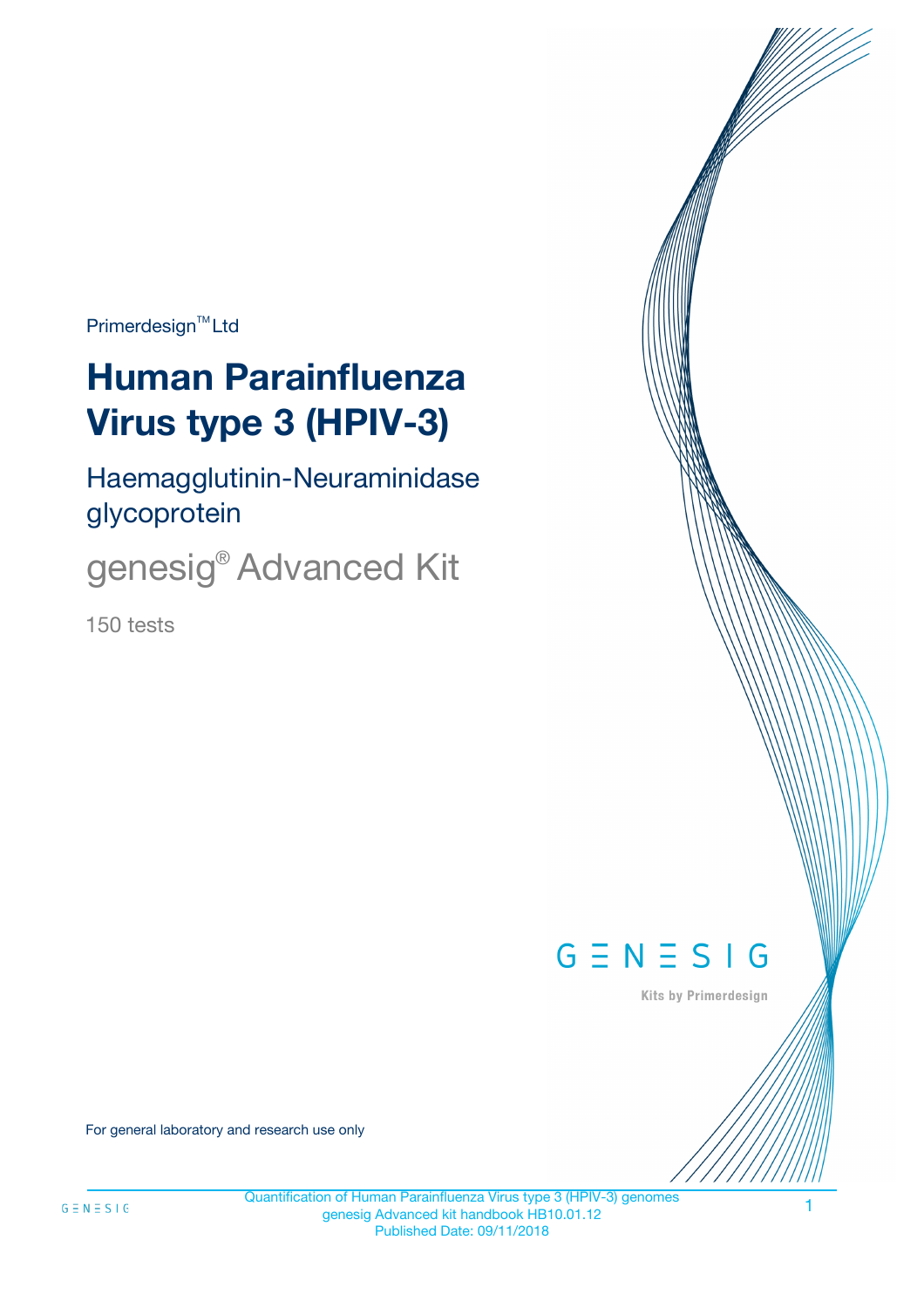Primerdesign™ Ltd

# Human Parainfluenza Virus type 3 (HPIV-3)

Haemagglutinin-Neuraminidase glycoprotein

genesig® Advanced Kit

150 tests

GENESIG

Kits by Primerdesign

For general laboratory and research use only

Quantification of Human Parainfluenza Virus type 3 (HPIV-3) genomes
genesig Advanced kit handbook HB10.01.12
Published Date: 09/11/2018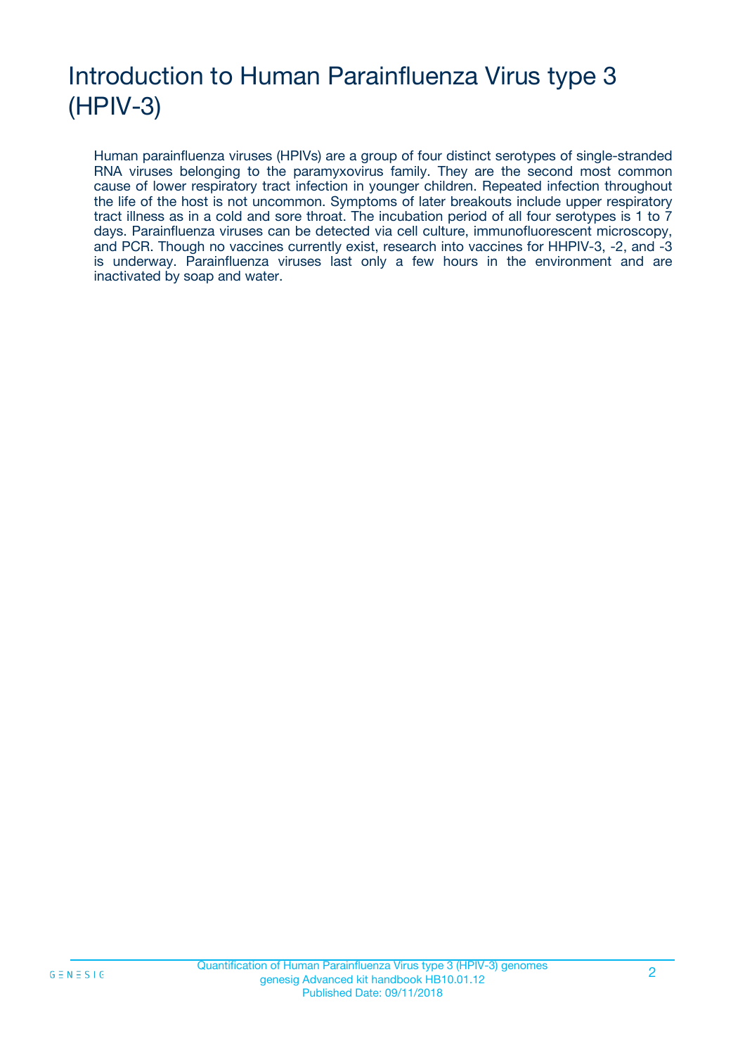# Introduction to Human Parainfluenza Virus type 3 (HPIV-3)

Human parainfluenza viruses (HPIVs) are a group of four distinct serotypes of single-stranded RNA viruses belonging to the paramyxovirus family. They are the second most common cause of lower respiratory tract infection in younger children. Repeated infection throughout the life of the host is not uncommon. Symptoms of later breakouts include upper respiratory tract illness as in a cold and sore throat. The incubation period of all four serotypes is 1 to 7 days. Parainfluenza viruses can be detected via cell culture, immunofluorescent microscopy, and PCR. Though no vaccines currently exist, research into vaccines for HHPIV-3, -2, and -3 is underway. Parainfluenza viruses last only a few hours in the environment and are inactivated by soap and water.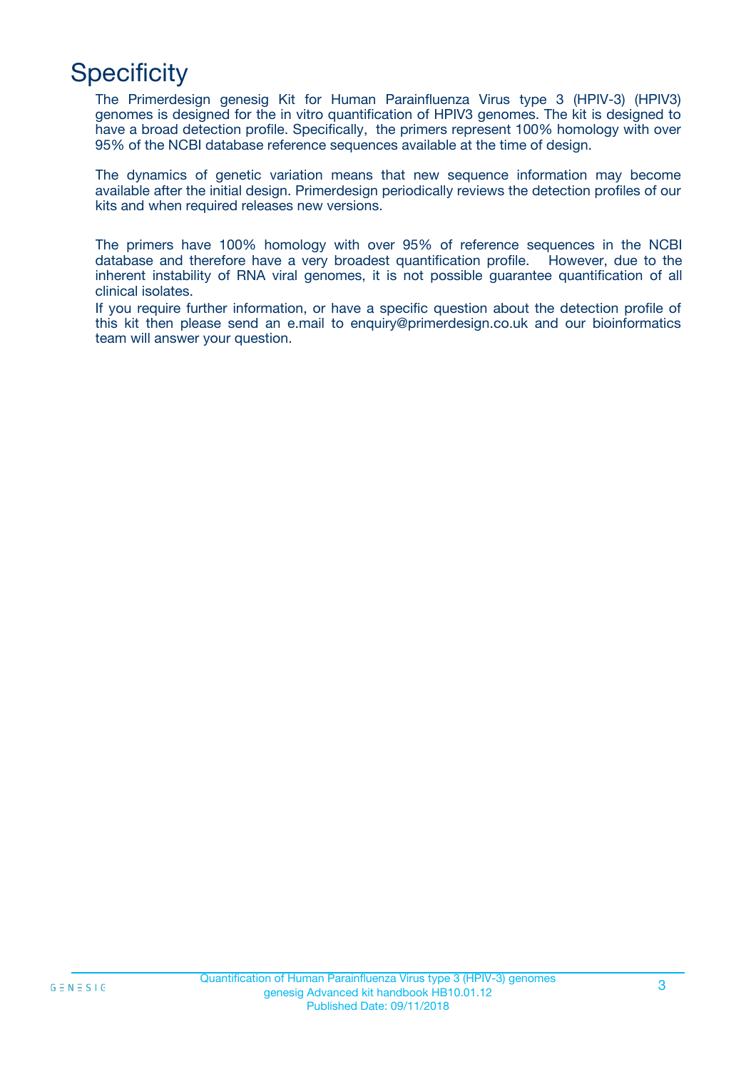# Specificity

The Primerdesign genesig Kit for Human Parainfluenza Virus type 3 (HPIV-3) (HPIV3) genomes is designed for the in vitro quantification of HPIV3 genomes. The kit is designed to have a broad detection profile. Specifically, the primers represent 100% homology with over 95% of the NCBI database reference sequences available at the time of design.

The dynamics of genetic variation means that new sequence information may become available after the initial design. Primerdesign periodically reviews the detection profiles of our kits and when required releases new versions.

The primers have 100% homology with over 95% of reference sequences in the NCBI database and therefore have a very broadest quantification profile. However, due to the inherent instability of RNA viral genomes, it is not possible guarantee quantification of all clinical isolates.

If you require further information, or have a specific question about the detection profile of this kit then please send an e.mail to enquiry@primerdesign.co.uk and our bioinformatics team will answer your question.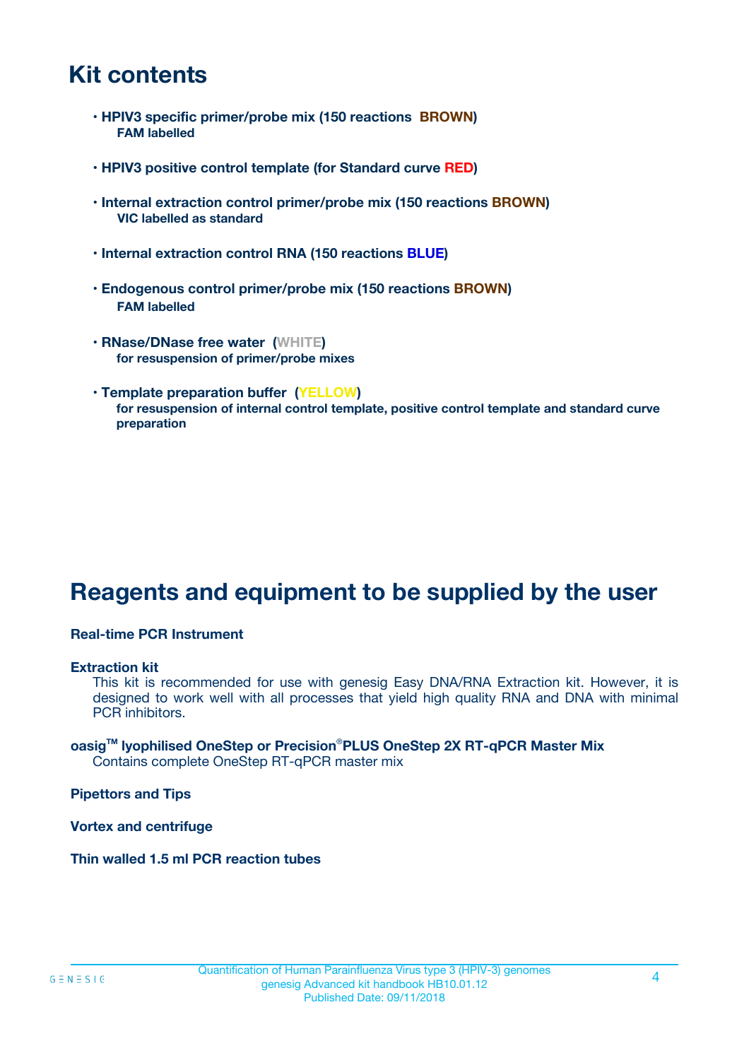# Kit contents

- **HPIV3 specific primer/probe mix (150 reactions BROWN)**
  **FAM labelled**

- **HPIV3 positive control template (for Standard curve RED)**

- **Internal extraction control primer/probe mix (150 reactions BROWN)**
  **VIC labelled as standard**

- **Internal extraction control RNA (150 reactions BLUE)**

- **Endogenous control primer/probe mix (150 reactions BROWN)**
  **FAM labelled**

- **RNase/DNase free water (WHITE)**
  **for resuspension of primer/probe mixes**

- **Template preparation buffer (YELLOW)**
  **for resuspension of internal control template, positive control template and standard curve preparation**

# Reagents and equipment to be supplied by the user

**Real-time PCR Instrument**

**Extraction kit**
This kit is recommended for use with genesig Easy DNA/RNA Extraction kit. However, it is designed to work well with all processes that yield high quality RNA and DNA with minimal PCR inhibitors.

**oasig™ lyophilised OneStep or Precision®PLUS OneStep 2X RT-qPCR Master Mix**
Contains complete OneStep RT-qPCR master mix

**Pipettors and Tips**

**Vortex and centrifuge**

**Thin walled 1.5 ml PCR reaction tubes**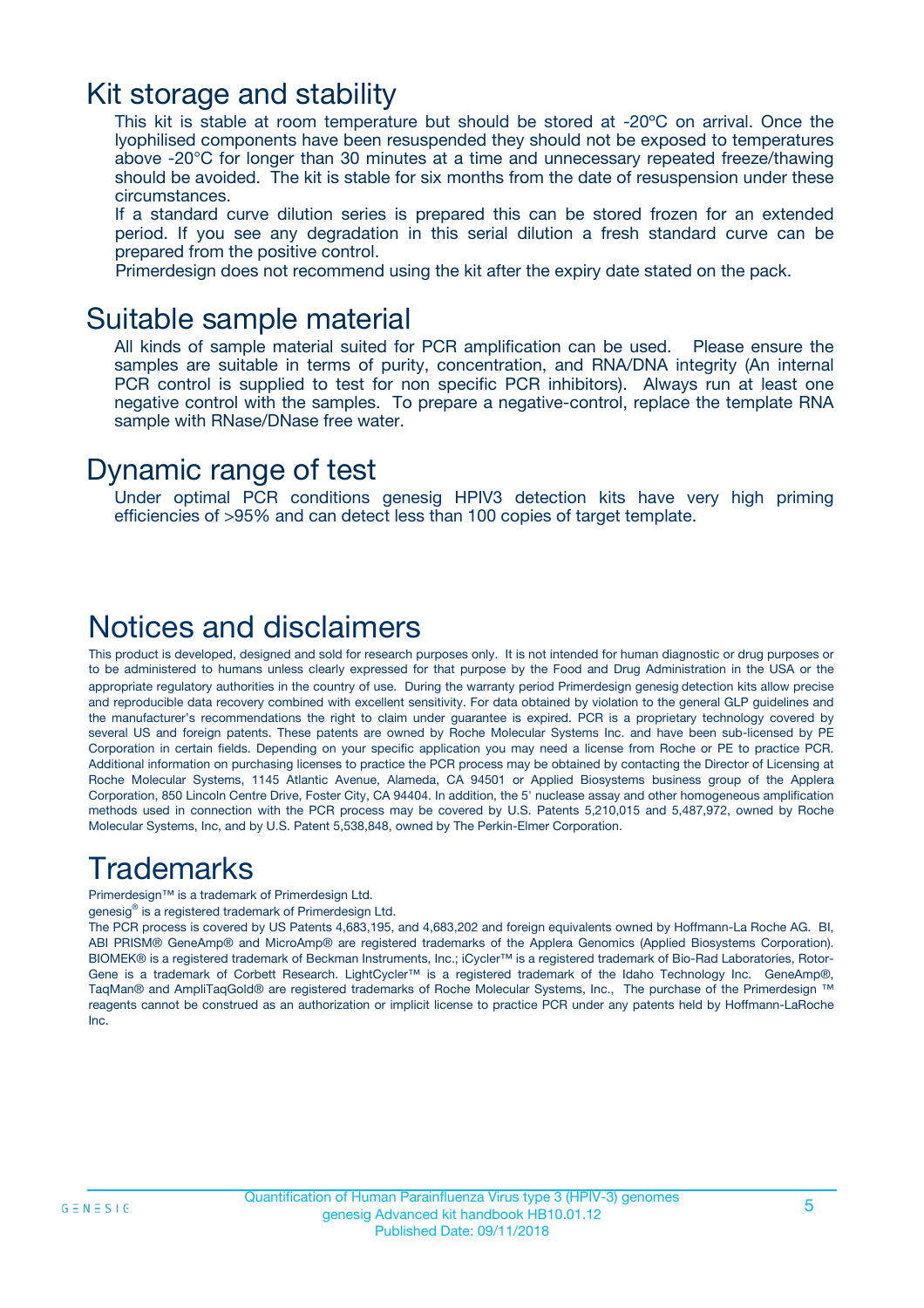## Kit storage and stability

This kit is stable at room temperature but should be stored at -20ºC on arrival. Once the lyophilised components have been resuspended they should not be exposed to temperatures above -20°C for longer than 30 minutes at a time and unnecessary repeated freeze/thawing should be avoided. The kit is stable for six months from the date of resuspension under these circumstances.

If a standard curve dilution series is prepared this can be stored frozen for an extended period. If you see any degradation in this serial dilution a fresh standard curve can be prepared from the positive control.

Primerdesign does not recommend using the kit after the expiry date stated on the pack.

## Suitable sample material

All kinds of sample material suited for PCR amplification can be used. Please ensure the samples are suitable in terms of purity, concentration, and RNA/DNA integrity (An internal PCR control is supplied to test for non specific PCR inhibitors). Always run at least one negative control with the samples. To prepare a negative-control, replace the template RNA sample with RNase/DNase free water.

## Dynamic range of test

Under optimal PCR conditions genesig HPIV3 detection kits have very high priming efficiencies of >95% and can detect less than 100 copies of target template.

## Notices and disclaimers

This product is developed, designed and sold for research purposes only. It is not intended for human diagnostic or drug purposes or to be administered to humans unless clearly expressed for that purpose by the Food and Drug Administration in the USA or the appropriate regulatory authorities in the country of use. During the warranty period Primerdesign genesig detection kits allow precise and reproducible data recovery combined with excellent sensitivity. For data obtained by violation to the general GLP guidelines and the manufacturer's recommendations the right to claim under guarantee is expired. PCR is a proprietary technology covered by several US and foreign patents. These patents are owned by Roche Molecular Systems Inc. and have been sub-licensed by PE Corporation in certain fields. Depending on your specific application you may need a license from Roche or PE to practice PCR. Additional information on purchasing licenses to practice the PCR process may be obtained by contacting the Director of Licensing at Roche Molecular Systems, 1145 Atlantic Avenue, Alameda, CA 94501 or Applied Biosystems business group of the Applera Corporation, 850 Lincoln Centre Drive, Foster City, CA 94404. In addition, the 5' nuclease assay and other homogeneous amplification methods used in connection with the PCR process may be covered by U.S. Patents 5,210,015 and 5,487,972, owned by Roche Molecular Systems, Inc, and by U.S. Patent 5,538,848, owned by The Perkin-Elmer Corporation.

## Trademarks

Primerdesign™ is a trademark of Primerdesign Ltd.

genesig® is a registered trademark of Primerdesign Ltd.

The PCR process is covered by US Patents 4,683,195, and 4,683,202 and foreign equivalents owned by Hoffmann-La Roche AG. BI, ABI PRISM® GeneAmp® and MicroAmp® are registered trademarks of the Applera Genomics (Applied Biosystems Corporation). BIOMEK® is a registered trademark of Beckman Instruments, Inc.; iCycler™ is a registered trademark of Bio-Rad Laboratories, Rotor-Gene is a trademark of Corbett Research. LightCycler™ is a registered trademark of the Idaho Technology Inc. GeneAmp®, TaqMan® and AmpliTaqGold® are registered trademarks of Roche Molecular Systems, Inc., The purchase of the Primerdesign ™ reagents cannot be construed as an authorization or implicit license to practice PCR under any patents held by Hoffmann-LaRoche Inc.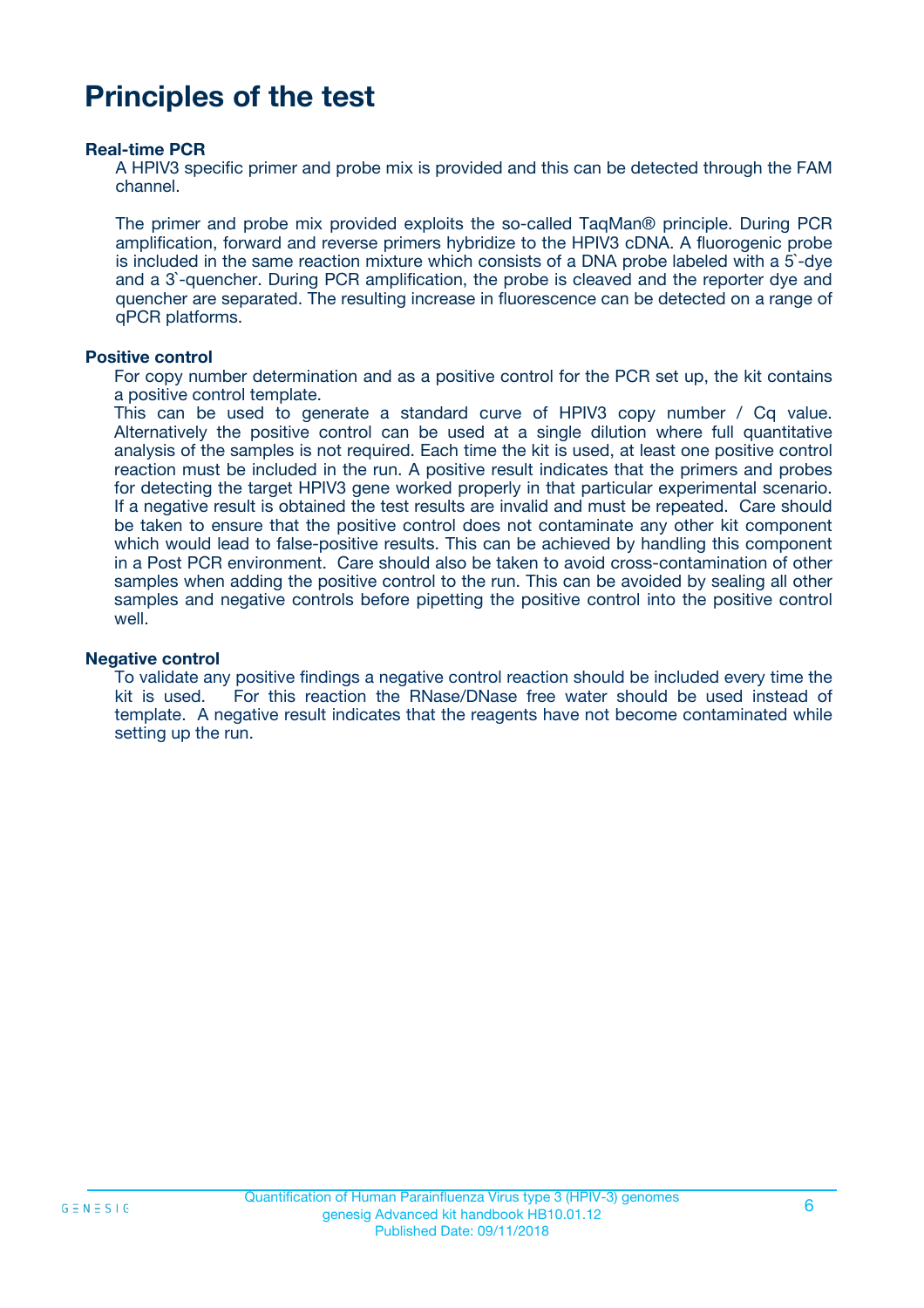# Principles of the test

### Real-time PCR

A HPIV3 specific primer and probe mix is provided and this can be detected through the FAM channel.

The primer and probe mix provided exploits the so-called TaqMan® principle. During PCR amplification, forward and reverse primers hybridize to the HPIV3 cDNA. A fluorogenic probe is included in the same reaction mixture which consists of a DNA probe labeled with a 5`-dye and a 3`-quencher. During PCR amplification, the probe is cleaved and the reporter dye and quencher are separated. The resulting increase in fluorescence can be detected on a range of qPCR platforms.

### Positive control

For copy number determination and as a positive control for the PCR set up, the kit contains a positive control template.
This can be used to generate a standard curve of HPIV3 copy number / Cq value. Alternatively the positive control can be used at a single dilution where full quantitative analysis of the samples is not required. Each time the kit is used, at least one positive control reaction must be included in the run. A positive result indicates that the primers and probes for detecting the target HPIV3 gene worked properly in that particular experimental scenario. If a negative result is obtained the test results are invalid and must be repeated. Care should be taken to ensure that the positive control does not contaminate any other kit component which would lead to false-positive results. This can be achieved by handling this component in a Post PCR environment. Care should also be taken to avoid cross-contamination of other samples when adding the positive control to the run. This can be avoided by sealing all other samples and negative controls before pipetting the positive control into the positive control well.

### Negative control

To validate any positive findings a negative control reaction should be included every time the kit is used. For this reaction the RNase/DNase free water should be used instead of template. A negative result indicates that the reagents have not become contaminated while setting up the run.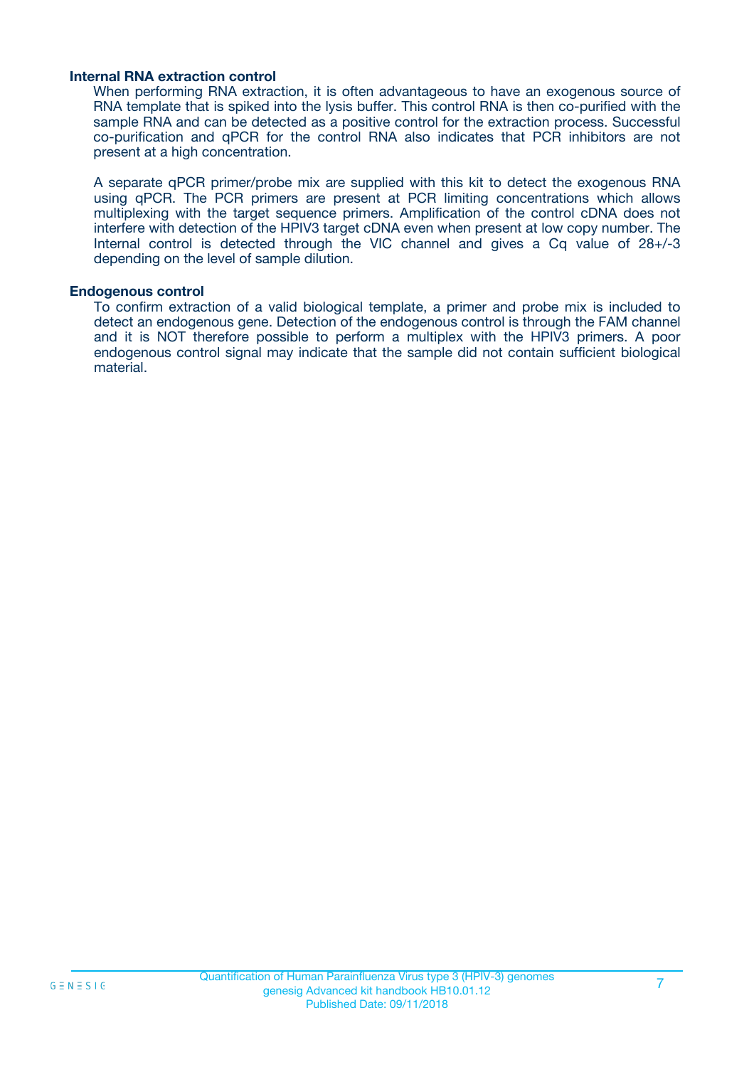### Internal RNA extraction control

When performing RNA extraction, it is often advantageous to have an exogenous source of RNA template that is spiked into the lysis buffer. This control RNA is then co-purified with the sample RNA and can be detected as a positive control for the extraction process. Successful co-purification and qPCR for the control RNA also indicates that PCR inhibitors are not present at a high concentration.

A separate qPCR primer/probe mix are supplied with this kit to detect the exogenous RNA using qPCR. The PCR primers are present at PCR limiting concentrations which allows multiplexing with the target sequence primers. Amplification of the control cDNA does not interfere with detection of the HPIV3 target cDNA even when present at low copy number. The Internal control is detected through the VIC channel and gives a Cq value of 28+/-3 depending on the level of sample dilution.

### Endogenous control

To confirm extraction of a valid biological template, a primer and probe mix is included to detect an endogenous gene. Detection of the endogenous control is through the FAM channel and it is NOT therefore possible to perform a multiplex with the HPIV3 primers. A poor endogenous control signal may indicate that the sample did not contain sufficient biological material.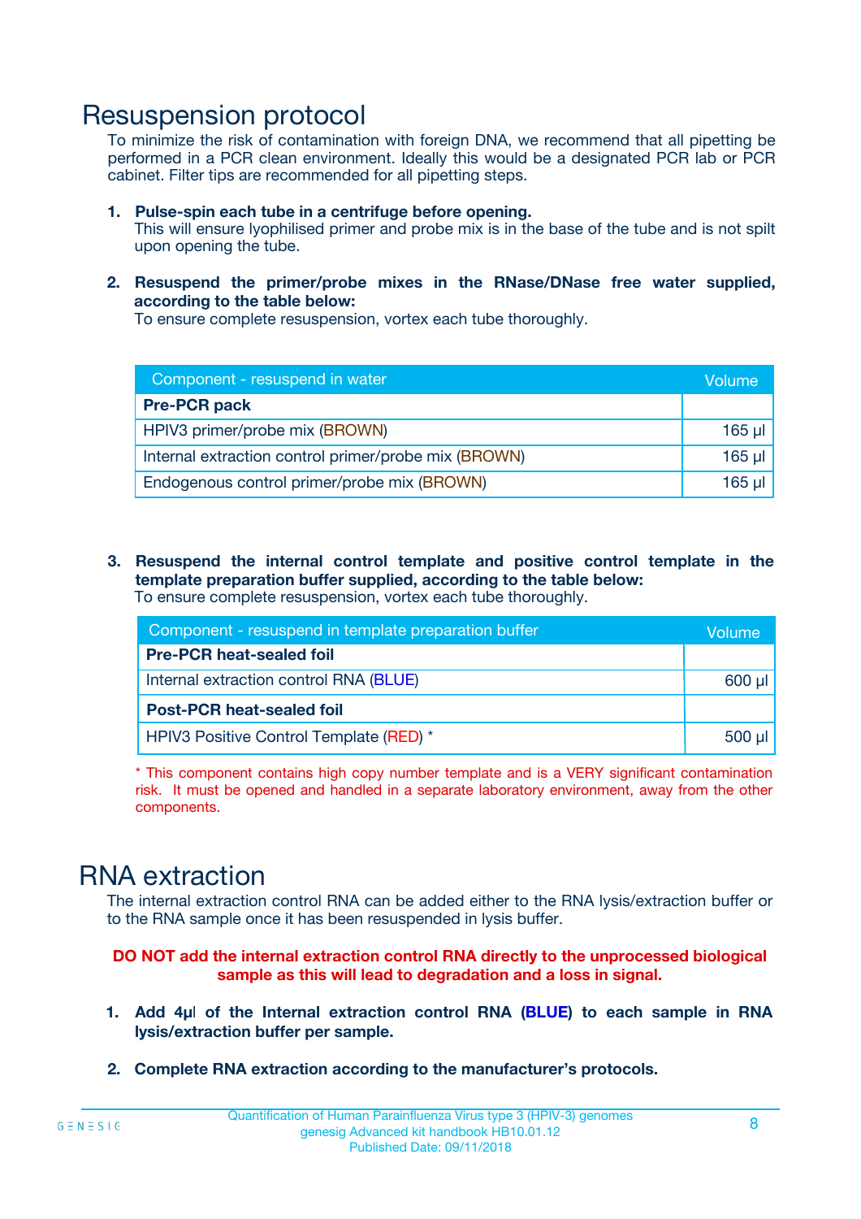# Resuspension protocol

To minimize the risk of contamination with foreign DNA, we recommend that all pipetting be performed in a PCR clean environment. Ideally this would be a designated PCR lab or PCR cabinet. Filter tips are recommended for all pipetting steps.

1. **Pulse-spin each tube in a centrifuge before opening.**
   This will ensure lyophilised primer and probe mix is in the base of the tube and is not spilt upon opening the tube.

2. **Resuspend the primer/probe mixes in the RNase/DNase free water supplied, according to the table below:**
   To ensure complete resuspension, vortex each tube thoroughly.

| Component - resuspend in water | Volume |
|---|---|
| **Pre-PCR pack** | |
| HPIV3 primer/probe mix (BROWN) | 165 µl |
| Internal extraction control primer/probe mix (BROWN) | 165 µl |
| Endogenous control primer/probe mix (BROWN) | 165 µl |

3. **Resuspend the internal control template and positive control template in the template preparation buffer supplied, according to the table below:**
   To ensure complete resuspension, vortex each tube thoroughly.

| Component - resuspend in template preparation buffer | Volume |
|---|---|
| **Pre-PCR heat-sealed foil** | |
| Internal extraction control RNA (BLUE) | 600 µl |
| **Post-PCR heat-sealed foil** | |
| HPIV3 Positive Control Template (RED) * | 500 µl |

* This component contains high copy number template and is a VERY significant contamination risk. It must be opened and handled in a separate laboratory environment, away from the other components.

# RNA extraction

The internal extraction control RNA can be added either to the RNA lysis/extraction buffer or to the RNA sample once it has been resuspended in lysis buffer.

**DO NOT add the internal extraction control RNA directly to the unprocessed biological sample as this will lead to degradation and a loss in signal.**

1. **Add 4µl of the Internal extraction control RNA (BLUE) to each sample in RNA lysis/extraction buffer per sample.**

2. **Complete RNA extraction according to the manufacturer's protocols.**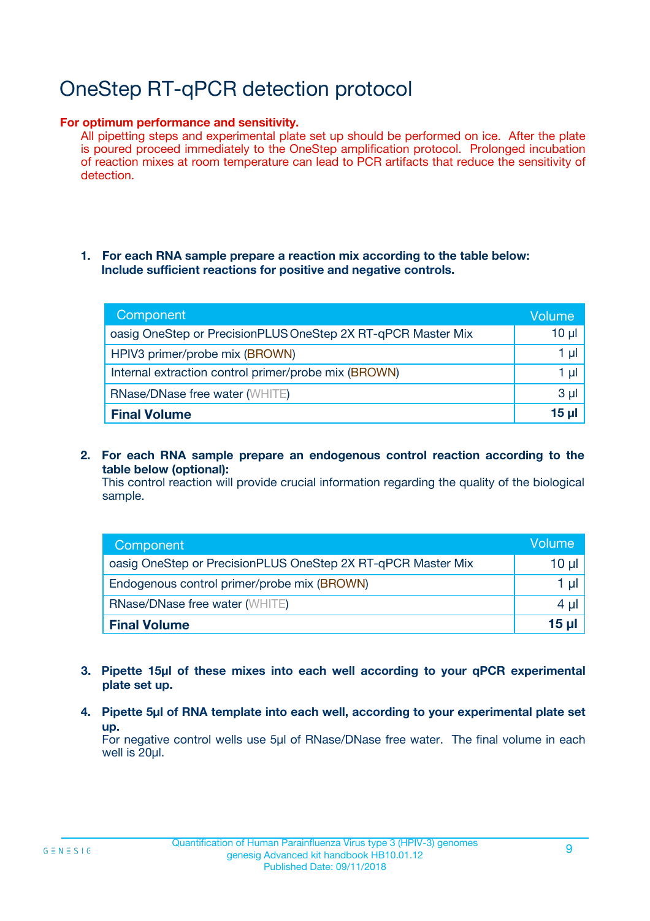# OneStep RT-qPCR detection protocol

**For optimum performance and sensitivity.**
All pipetting steps and experimental plate set up should be performed on ice. After the plate is poured proceed immediately to the OneStep amplification protocol. Prolonged incubation of reaction mixes at room temperature can lead to PCR artifacts that reduce the sensitivity of detection.

1. **For each RNA sample prepare a reaction mix according to the table below: Include sufficient reactions for positive and negative controls.**

| Component | Volume |
|---|---|
| oasig OneStep or PrecisionPLUS OneStep 2X RT-qPCR Master Mix | 10 µl |
| HPIV3 primer/probe mix (BROWN) | 1 µl |
| Internal extraction control primer/probe mix (BROWN) | 1 µl |
| RNase/DNase free water (WHITE) | 3 µl |
| **Final Volume** | **15 µl** |

2. **For each RNA sample prepare an endogenous control reaction according to the table below (optional):**
   This control reaction will provide crucial information regarding the quality of the biological sample.

| Component | Volume |
|---|---|
| oasig OneStep or PrecisionPLUS OneStep 2X RT-qPCR Master Mix | 10 µl |
| Endogenous control primer/probe mix (BROWN) | 1 µl |
| RNase/DNase free water (WHITE) | 4 µl |
| **Final Volume** | **15 µl** |

3. **Pipette 15µl of these mixes into each well according to your qPCR experimental plate set up.**

4. **Pipette 5µl of RNA template into each well, according to your experimental plate set up.**
   For negative control wells use 5µl of RNase/DNase free water. The final volume in each well is 20µl.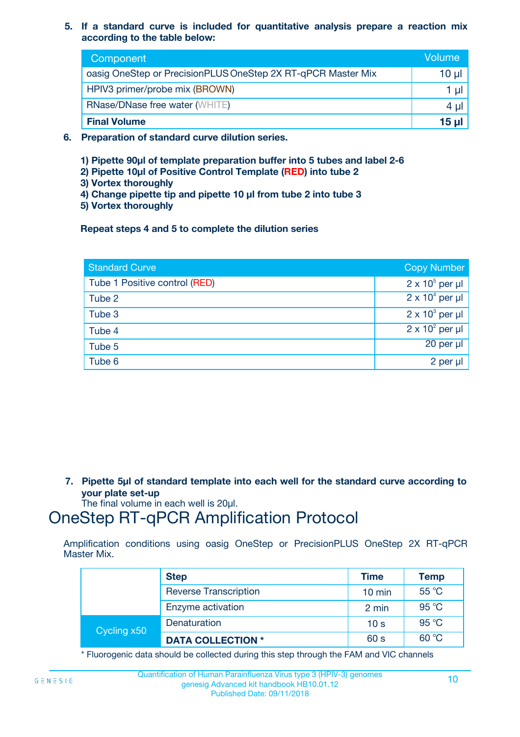**5. If a standard curve is included for quantitative analysis prepare a reaction mix according to the table below:**

| Component | Volume |
|---|---|
| oasig OneStep or PrecisionPLUS OneStep 2X RT-qPCR Master Mix | 10 µl |
| HPIV3 primer/probe mix (BROWN) | 1 µl |
| RNase/DNase free water (WHITE) | 4 µl |
| **Final Volume** | **15 µl** |

**6. Preparation of standard curve dilution series.**

**1) Pipette 90µl of template preparation buffer into 5 tubes and label 2-6**
**2) Pipette 10µl of Positive Control Template (RED) into tube 2**
**3) Vortex thoroughly**
**4) Change pipette tip and pipette 10 µl from tube 2 into tube 3**
**5) Vortex thoroughly**

**Repeat steps 4 and 5 to complete the dilution series**

| Standard Curve | Copy Number |
|---|---|
| Tube 1 Positive control (RED) | $2 \times 10^5$ per µl |
| Tube 2 | $2 \times 10^4$ per µl |
| Tube 3 | $2 \times 10^3$ per µl |
| Tube 4 | $2 \times 10^2$ per µl |
| Tube 5 | 20 per µl |
| Tube 6 | 2 per µl |

**7. Pipette 5µl of standard template into each well for the standard curve according to your plate set-up**
The final volume in each well is 20µl.

# OneStep RT-qPCR Amplification Protocol

Amplification conditions using oasig OneStep or PrecisionPLUS OneStep 2X RT-qPCR Master Mix.

| | Step | Time | Temp |
|---|---|---|---|
| | Reverse Transcription | 10 min | 55 °C |
| | Enzyme activation | 2 min | 95 °C |
| Cycling x50 | Denaturation | 10 s | 95 °C |
| | **DATA COLLECTION *** | 60 s | 60 °C |

* Fluorogenic data should be collected during this step through the FAM and VIC channels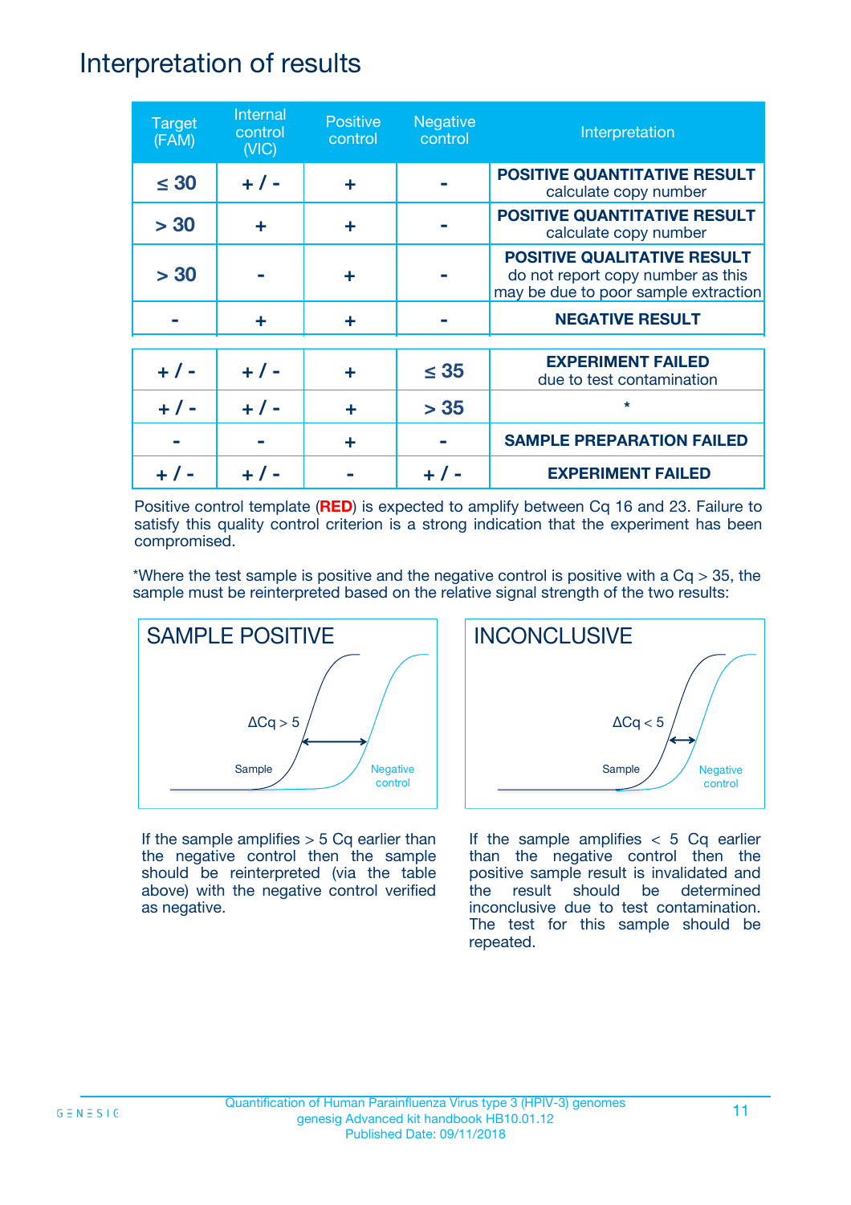# Interpretation of results

| Target (FAM) | Internal control (VIC) | Positive control | Negative control | Interpretation |
|---|---|---|---|---|
| ≤ 30 | + / - | + | - | **POSITIVE QUANTITATIVE RESULT** calculate copy number |
| > 30 | + | + | - | **POSITIVE QUANTITATIVE RESULT** calculate copy number |
| > 30 | - | + | - | **POSITIVE QUALITATIVE RESULT** do not report copy number as this may be due to poor sample extraction |
| - | + | + | - | **NEGATIVE RESULT** |
| + / - | + / - | + | ≤ 35 | **EXPERIMENT FAILED** due to test contamination |
| + / - | + / - | + | > 35 | * |
| - | - | + | - | **SAMPLE PREPARATION FAILED** |
| + / - | + / - | - | + / - | **EXPERIMENT FAILED** |

Positive control template (**RED**) is expected to amplify between Cq 16 and 23. Failure to satisfy this quality control criterion is a strong indication that the experiment has been compromised.

*Where the test sample is positive and the negative control is positive with a Cq > 35, the sample must be reinterpreted based on the relative signal strength of the two results:

**SAMPLE POSITIVE**

ΔCq > 5

Sample

Negative control

If the sample amplifies > 5 Cq earlier than the negative control then the sample should be reinterpreted (via the table above) with the negative control verified as negative.

**INCONCLUSIVE**

ΔCq < 5

Sample

Negative control

If the sample amplifies < 5 Cq earlier than the negative control then the positive sample result is invalidated and the result should be determined inconclusive due to test contamination. The test for this sample should be repeated.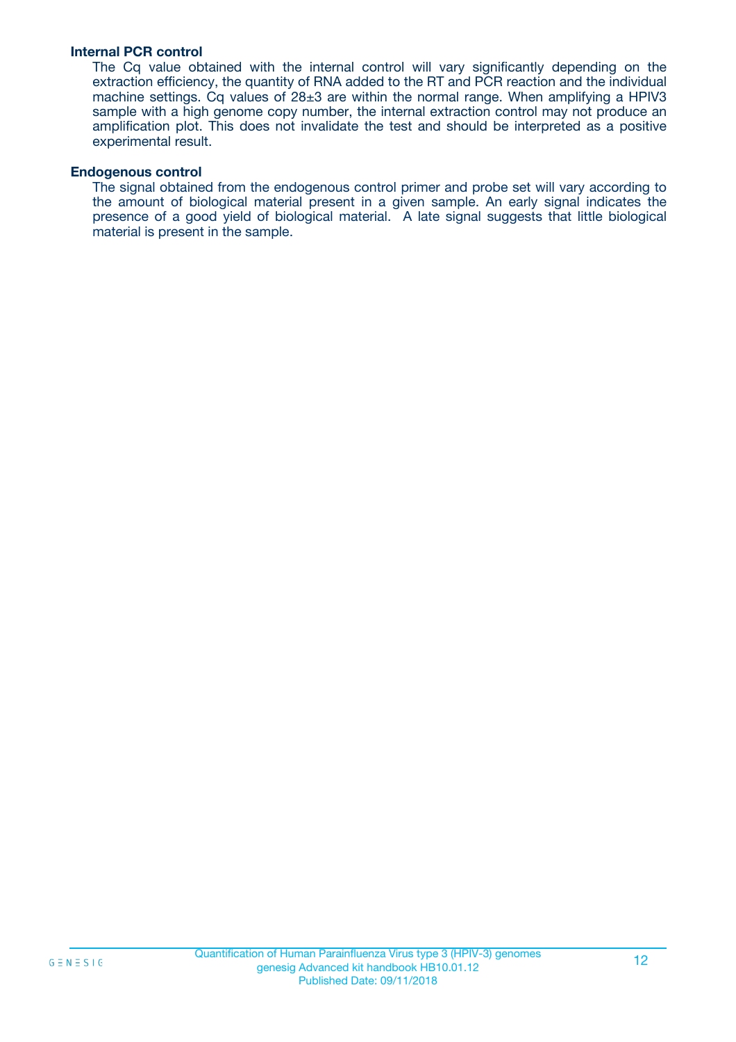### Internal PCR control

The Cq value obtained with the internal control will vary significantly depending on the extraction efficiency, the quantity of RNA added to the RT and PCR reaction and the individual machine settings. Cq values of 28±3 are within the normal range. When amplifying a HPIV3 sample with a high genome copy number, the internal extraction control may not produce an amplification plot. This does not invalidate the test and should be interpreted as a positive experimental result.

### Endogenous control

The signal obtained from the endogenous control primer and probe set will vary according to the amount of biological material present in a given sample. An early signal indicates the presence of a good yield of biological material. A late signal suggests that little biological material is present in the sample.